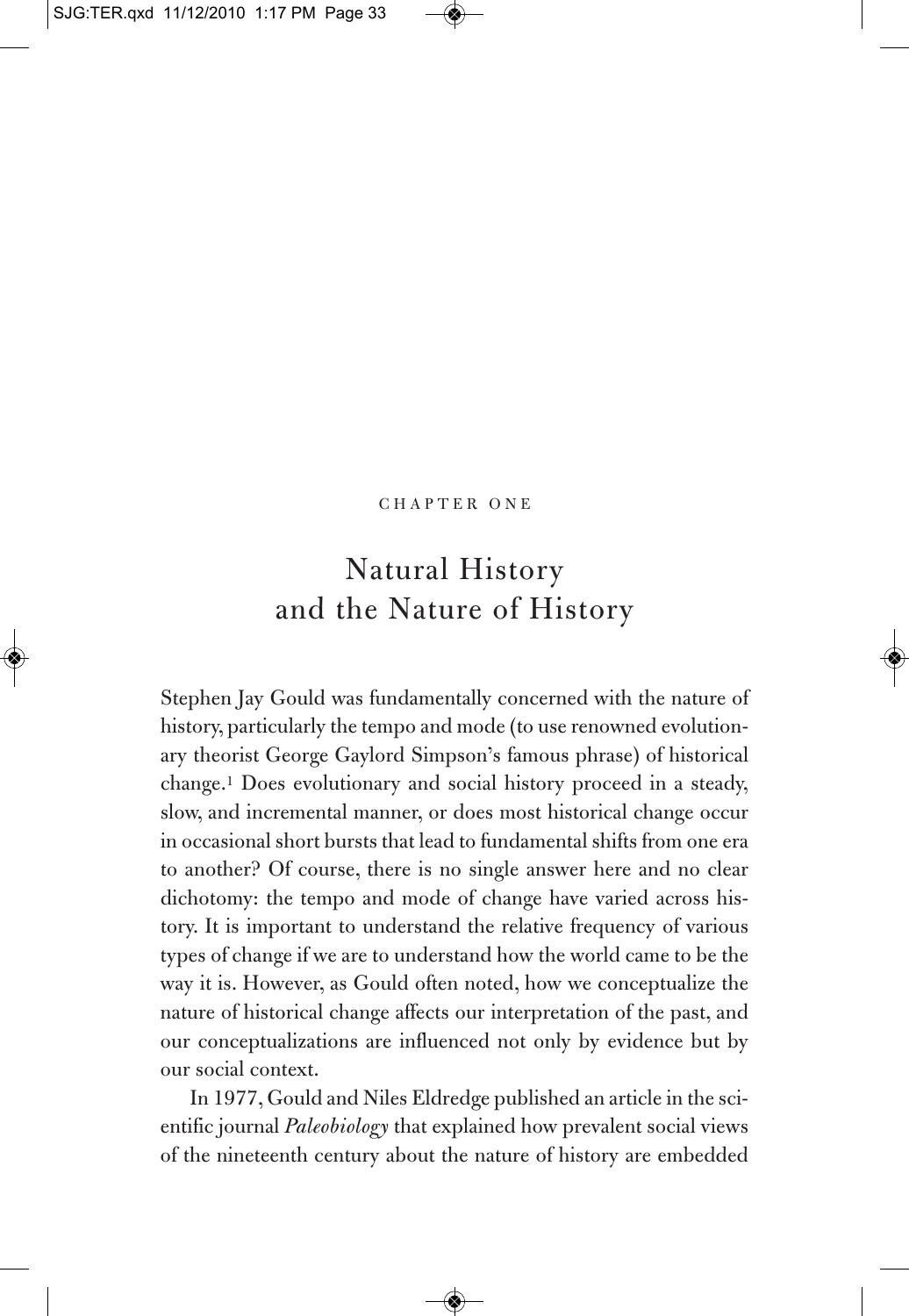CHAPTER ONE

# Natural History and the Nature of History

Stephen Jay Gould was fundamentally concerned with the nature of history, particularly the tempo and mode (to use renowned evolutionary theorist George Gaylord Simpson's famous phrase) of historical change.[1] Does evolutionary and social history proceed in a steady, slow, and incremental manner, or does most historical change occur in occasional short bursts that lead to fundamental shifts from one era to another? Of course, there is no single answer here and no clear dichotomy: the tempo and mode of change have varied across history. It is important to understand the relative frequency of various types of change if we are to understand how the world came to be the way it is. However, as Gould often noted, how we conceptualize the nature of historical change affects our interpretation of the past, and our conceptualizations are influenced not only by evidence but by our social context.

In 1977, Gould and Niles Eldredge published an article in the scientific journal *Paleobiology* that explained how prevalent social views of the nineteenth century about the nature of history are embedded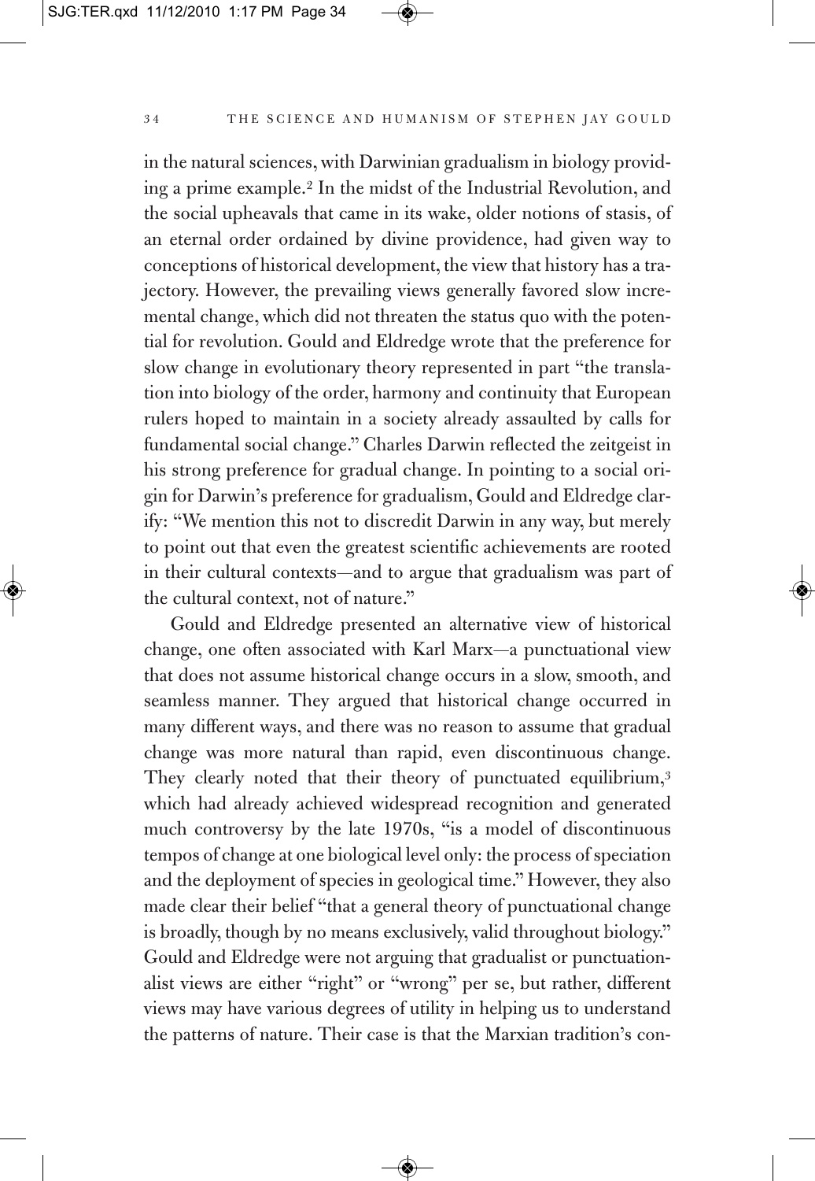in the natural sciences, with Darwinian gradualism in biology providing a prime example.[2] In the midst of the Industrial Revolution, and the social upheavals that came in its wake, older notions of stasis, of an eternal order ordained by divine providence, had given way to conceptions of historical development, the view that history has a trajectory. However, the prevailing views generally favored slow incremental change, which did not threaten the status quo with the potential for revolution. Gould and Eldredge wrote that the preference for slow change in evolutionary theory represented in part "the translation into biology of the order, harmony and continuity that European rulers hoped to maintain in a society already assaulted by calls for fundamental social change." Charles Darwin reflected the zeitgeist in his strong preference for gradual change. In pointing to a social origin for Darwin's preference for gradualism, Gould and Eldredge clarify: "We mention this not to discredit Darwin in any way, but merely to point out that even the greatest scientific achievements are rooted in their cultural contexts—and to argue that gradualism was part of the cultural context, not of nature."

Gould and Eldredge presented an alternative view of historical change, one often associated with Karl Marx—a punctuational view that does not assume historical change occurs in a slow, smooth, and seamless manner. They argued that historical change occurred in many different ways, and there was no reason to assume that gradual change was more natural than rapid, even discontinuous change. They clearly noted that their theory of punctuated equilibrium,[3] which had already achieved widespread recognition and generated much controversy by the late 1970s, "is a model of discontinuous tempos of change at one biological level only: the process of speciation and the deployment of species in geological time." However, they also made clear their belief "that a general theory of punctuational change is broadly, though by no means exclusively, valid throughout biology." Gould and Eldredge were not arguing that gradualist or punctuationalist views are either "right" or "wrong" per se, but rather, different views may have various degrees of utility in helping us to understand the patterns of nature. Their case is that the Marxian tradition's con-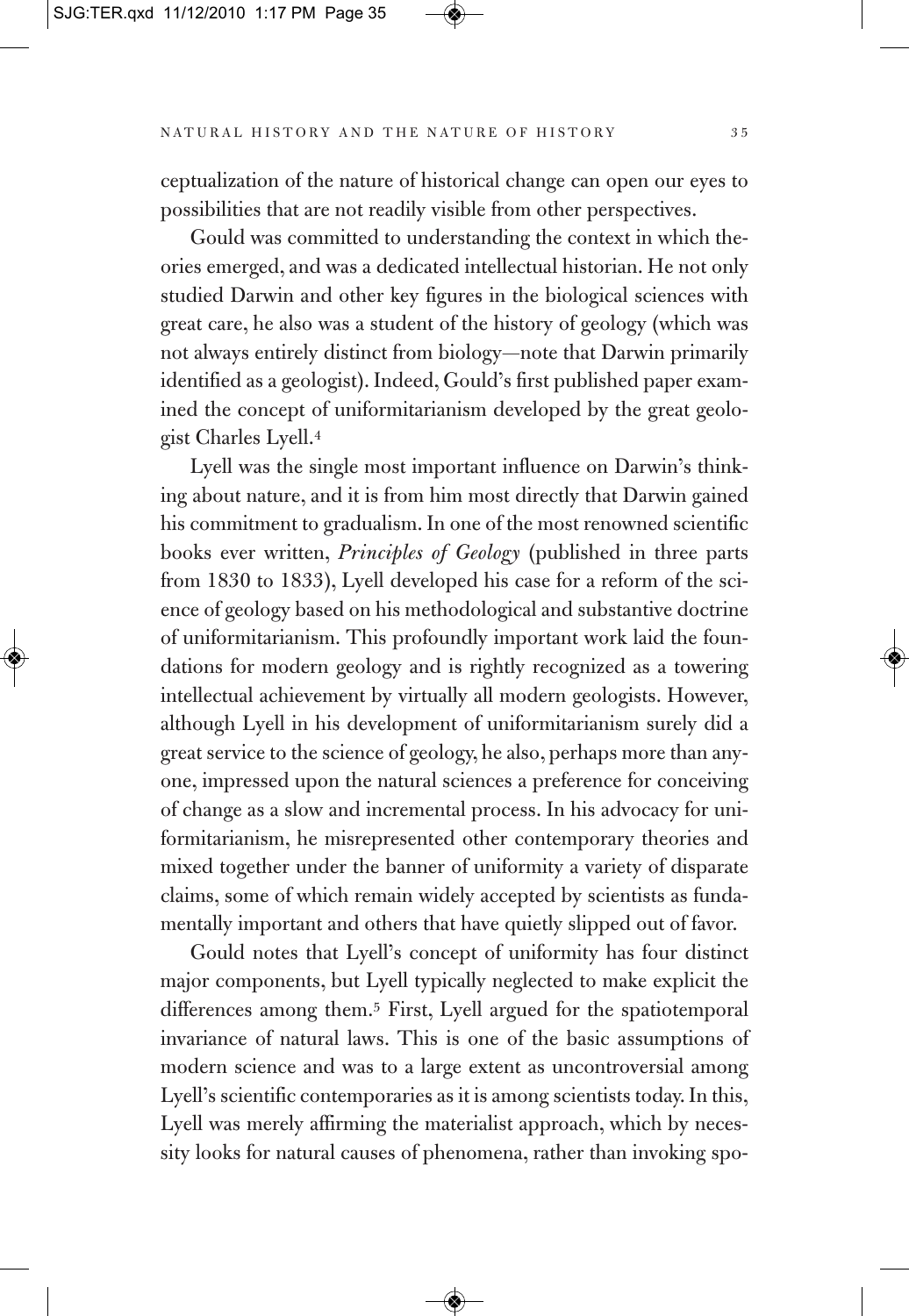ceptualization of the nature of historical change can open our eyes to possibilities that are not readily visible from other perspectives.

Gould was committed to understanding the context in which theories emerged, and was a dedicated intellectual historian. He not only studied Darwin and other key figures in the biological sciences with great care, he also was a student of the history of geology (which was not always entirely distinct from biology—note that Darwin primarily identified as a geologist). Indeed, Gould's first published paper examined the concept of uniformitarianism developed by the great geologist Charles Lyell.[4]

Lyell was the single most important influence on Darwin's thinking about nature, and it is from him most directly that Darwin gained his commitment to gradualism. In one of the most renowned scientific books ever written, *Principles of Geology* (published in three parts from 1830 to 1833), Lyell developed his case for a reform of the science of geology based on his methodological and substantive doctrine of uniformitarianism. This profoundly important work laid the foundations for modern geology and is rightly recognized as a towering intellectual achievement by virtually all modern geologists. However, although Lyell in his development of uniformitarianism surely did a great service to the science of geology, he also, perhaps more than anyone, impressed upon the natural sciences a preference for conceiving of change as a slow and incremental process. In his advocacy for uniformitarianism, he misrepresented other contemporary theories and mixed together under the banner of uniformity a variety of disparate claims, some of which remain widely accepted by scientists as fundamentally important and others that have quietly slipped out of favor.

Gould notes that Lyell's concept of uniformity has four distinct major components, but Lyell typically neglected to make explicit the differences among them.[5] First, Lyell argued for the spatiotemporal invariance of natural laws. This is one of the basic assumptions of modern science and was to a large extent as uncontroversial among Lyell's scientific contemporaries as it is among scientists today. In this, Lyell was merely affirming the materialist approach, which by necessity looks for natural causes of phenomena, rather than invoking spo-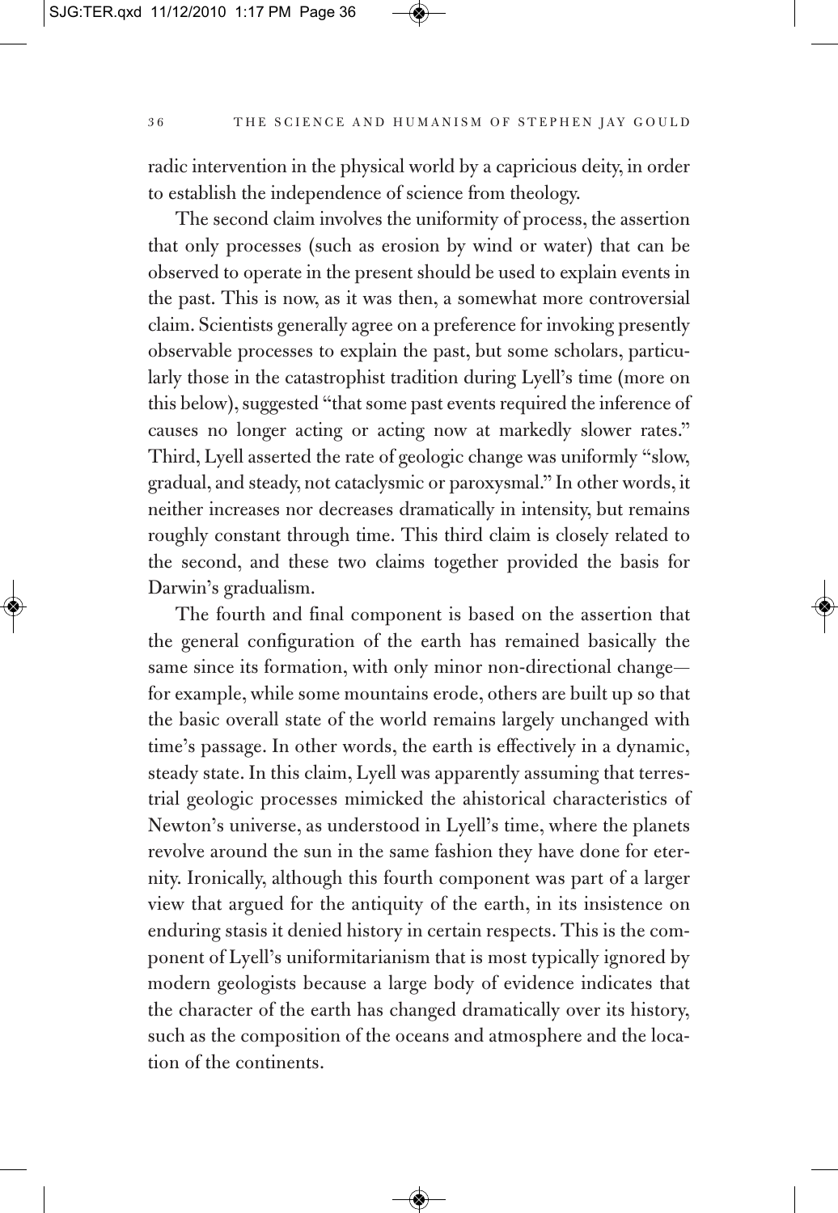radic intervention in the physical world by a capricious deity, in order to establish the independence of science from theology.

The second claim involves the uniformity of process, the assertion that only processes (such as erosion by wind or water) that can be observed to operate in the present should be used to explain events in the past. This is now, as it was then, a somewhat more controversial claim. Scientists generally agree on a preference for invoking presently observable processes to explain the past, but some scholars, particularly those in the catastrophist tradition during Lyell's time (more on this below), suggested "that some past events required the inference of causes no longer acting or acting now at markedly slower rates." Third, Lyell asserted the rate of geologic change was uniformly "slow, gradual, and steady, not cataclysmic or paroxysmal." In other words, it neither increases nor decreases dramatically in intensity, but remains roughly constant through time. This third claim is closely related to the second, and these two claims together provided the basis for Darwin's gradualism.

The fourth and final component is based on the assertion that the general configuration of the earth has remained basically the same since its formation, with only minor non-directional change—for example, while some mountains erode, others are built up so that the basic overall state of the world remains largely unchanged with time's passage. In other words, the earth is effectively in a dynamic, steady state. In this claim, Lyell was apparently assuming that terrestrial geologic processes mimicked the ahistorical characteristics of Newton's universe, as understood in Lyell's time, where the planets revolve around the sun in the same fashion they have done for eternity. Ironically, although this fourth component was part of a larger view that argued for the antiquity of the earth, in its insistence on enduring stasis it denied history in certain respects. This is the component of Lyell's uniformitarianism that is most typically ignored by modern geologists because a large body of evidence indicates that the character of the earth has changed dramatically over its history, such as the composition of the oceans and atmosphere and the location of the continents.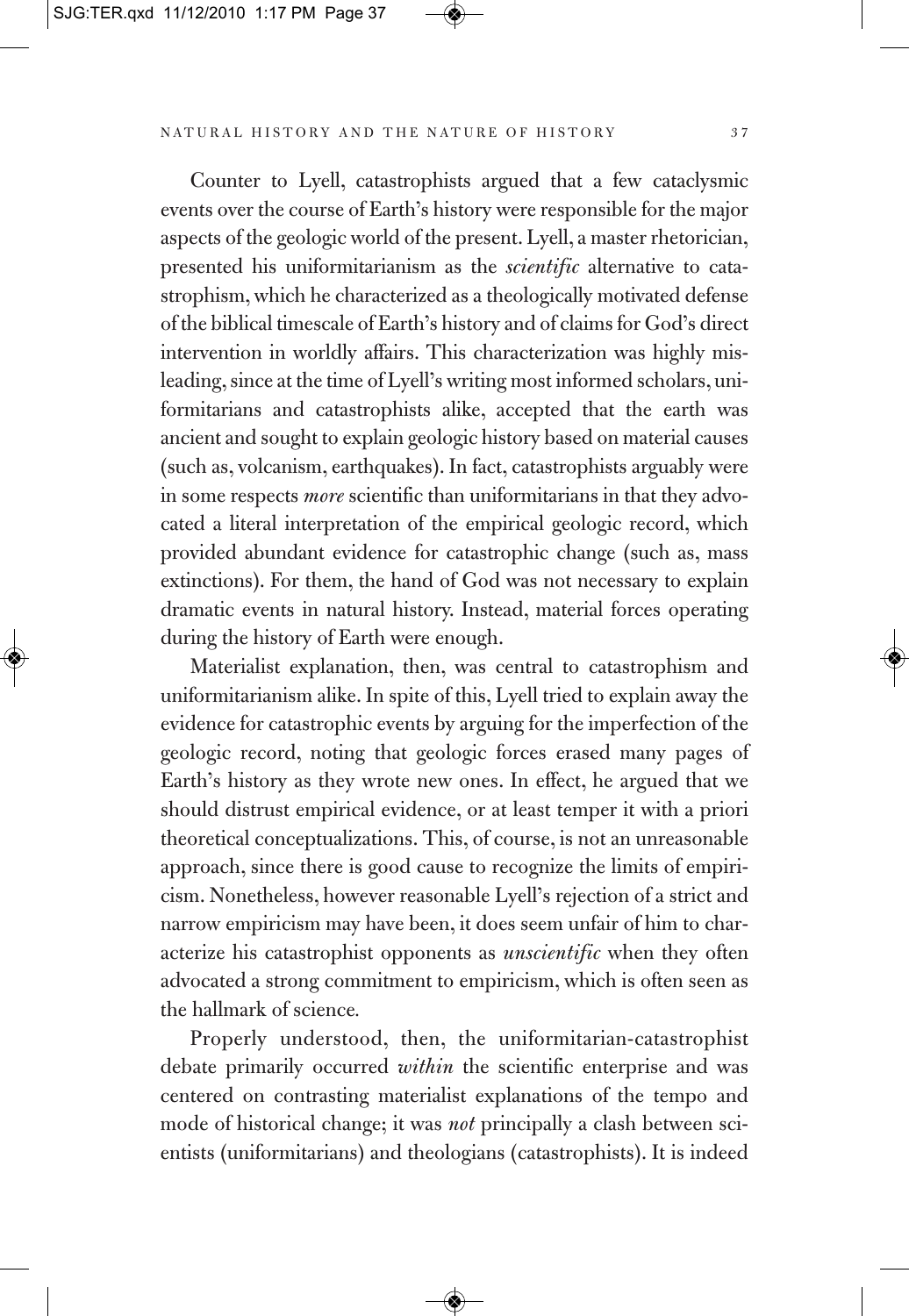Counter to Lyell, catastrophists argued that a few cataclysmic events over the course of Earth's history were responsible for the major aspects of the geologic world of the present. Lyell, a master rhetorician, presented his uniformitarianism as the *scientific* alternative to catastrophism, which he characterized as a theologically motivated defense of the biblical timescale of Earth's history and of claims for God's direct intervention in worldly affairs. This characterization was highly misleading, since at the time of Lyell's writing most informed scholars, uniformitarians and catastrophists alike, accepted that the earth was ancient and sought to explain geologic history based on material causes (such as, volcanism, earthquakes). In fact, catastrophists arguably were in some respects *more* scientific than uniformitarians in that they advocated a literal interpretation of the empirical geologic record, which provided abundant evidence for catastrophic change (such as, mass extinctions). For them, the hand of God was not necessary to explain dramatic events in natural history. Instead, material forces operating during the history of Earth were enough.

Materialist explanation, then, was central to catastrophism and uniformitarianism alike. In spite of this, Lyell tried to explain away the evidence for catastrophic events by arguing for the imperfection of the geologic record, noting that geologic forces erased many pages of Earth's history as they wrote new ones. In effect, he argued that we should distrust empirical evidence, or at least temper it with a priori theoretical conceptualizations. This, of course, is not an unreasonable approach, since there is good cause to recognize the limits of empiricism. Nonetheless, however reasonable Lyell's rejection of a strict and narrow empiricism may have been, it does seem unfair of him to characterize his catastrophist opponents as *unscientific* when they often advocated a strong commitment to empiricism, which is often seen as the hallmark of science.

Properly understood, then, the uniformitarian-catastrophist debate primarily occurred *within* the scientific enterprise and was centered on contrasting materialist explanations of the tempo and mode of historical change; it was *not* principally a clash between scientists (uniformitarians) and theologians (catastrophists). It is indeed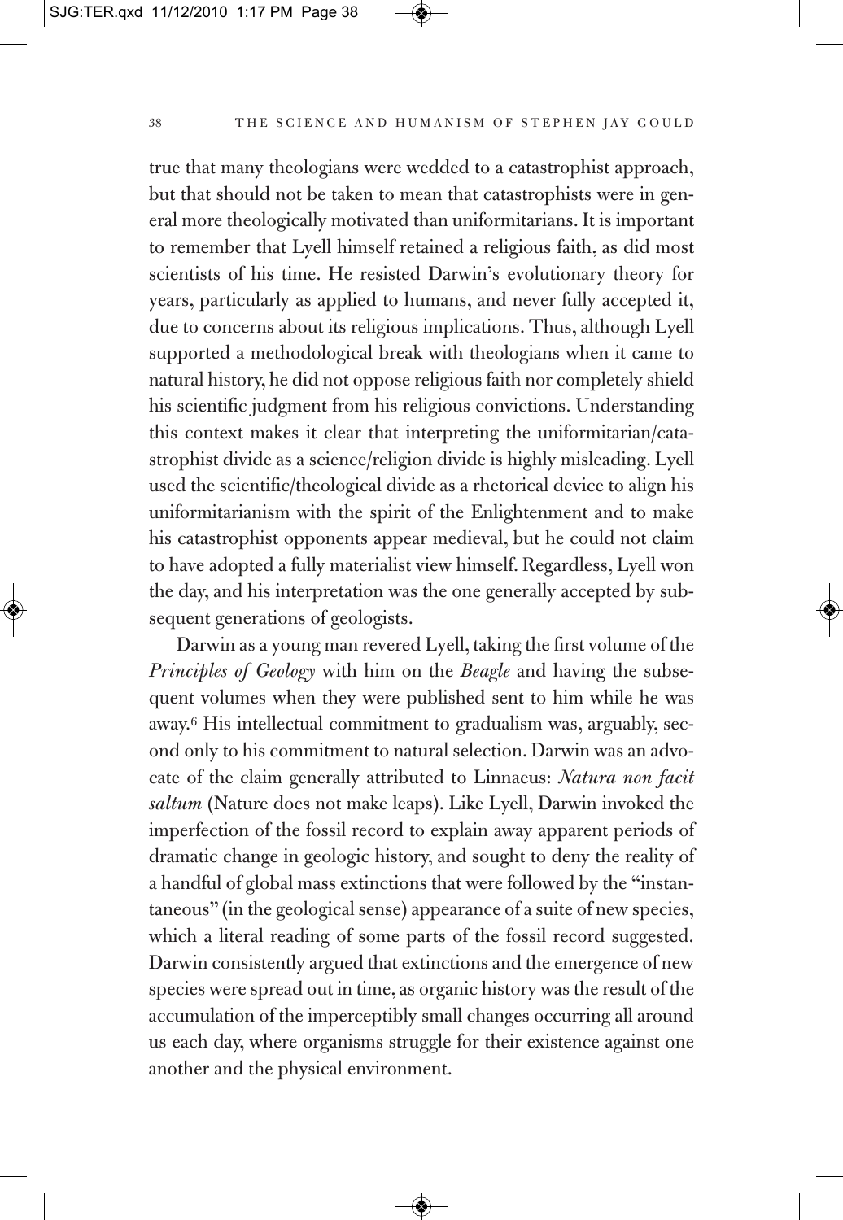true that many theologians were wedded to a catastrophist approach, but that should not be taken to mean that catastrophists were in general more theologically motivated than uniformitarians. It is important to remember that Lyell himself retained a religious faith, as did most scientists of his time. He resisted Darwin's evolutionary theory for years, particularly as applied to humans, and never fully accepted it, due to concerns about its religious implications. Thus, although Lyell supported a methodological break with theologians when it came to natural history, he did not oppose religious faith nor completely shield his scientific judgment from his religious convictions. Understanding this context makes it clear that interpreting the uniformitarian/catastrophist divide as a science/religion divide is highly misleading. Lyell used the scientific/theological divide as a rhetorical device to align his uniformitarianism with the spirit of the Enlightenment and to make his catastrophist opponents appear medieval, but he could not claim to have adopted a fully materialist view himself. Regardless, Lyell won the day, and his interpretation was the one generally accepted by subsequent generations of geologists.

Darwin as a young man revered Lyell, taking the first volume of the *Principles of Geology* with him on the *Beagle* and having the subsequent volumes when they were published sent to him while he was away.[6] His intellectual commitment to gradualism was, arguably, second only to his commitment to natural selection. Darwin was an advocate of the claim generally attributed to Linnaeus: *Natura non facit saltum* (Nature does not make leaps). Like Lyell, Darwin invoked the imperfection of the fossil record to explain away apparent periods of dramatic change in geologic history, and sought to deny the reality of a handful of global mass extinctions that were followed by the "instantaneous" (in the geological sense) appearance of a suite of new species, which a literal reading of some parts of the fossil record suggested. Darwin consistently argued that extinctions and the emergence of new species were spread out in time, as organic history was the result of the accumulation of the imperceptibly small changes occurring all around us each day, where organisms struggle for their existence against one another and the physical environment.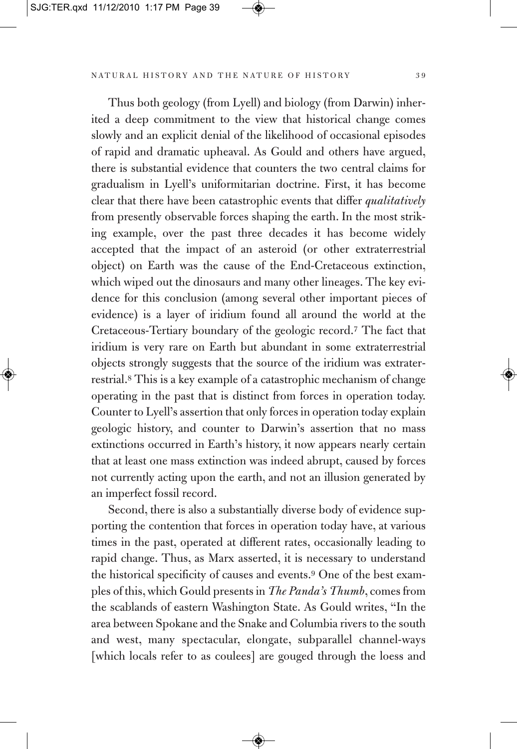Thus both geology (from Lyell) and biology (from Darwin) inherited a deep commitment to the view that historical change comes slowly and an explicit denial of the likelihood of occasional episodes of rapid and dramatic upheaval. As Gould and others have argued, there is substantial evidence that counters the two central claims for gradualism in Lyell's uniformitarian doctrine. First, it has become clear that there have been catastrophic events that differ *qualitatively* from presently observable forces shaping the earth. In the most striking example, over the past three decades it has become widely accepted that the impact of an asteroid (or other extraterrestrial object) on Earth was the cause of the End-Cretaceous extinction, which wiped out the dinosaurs and many other lineages. The key evidence for this conclusion (among several other important pieces of evidence) is a layer of iridium found all around the world at the Cretaceous-Tertiary boundary of the geologic record.[7] The fact that iridium is very rare on Earth but abundant in some extraterrestrial objects strongly suggests that the source of the iridium was extraterrestrial.[8] This is a key example of a catastrophic mechanism of change operating in the past that is distinct from forces in operation today. Counter to Lyell's assertion that only forces in operation today explain geologic history, and counter to Darwin's assertion that no mass extinctions occurred in Earth's history, it now appears nearly certain that at least one mass extinction was indeed abrupt, caused by forces not currently acting upon the earth, and not an illusion generated by an imperfect fossil record.

Second, there is also a substantially diverse body of evidence supporting the contention that forces in operation today have, at various times in the past, operated at different rates, occasionally leading to rapid change. Thus, as Marx asserted, it is necessary to understand the historical specificity of causes and events.[9] One of the best examples of this, which Gould presents in *The Panda's Thumb*, comes from the scablands of eastern Washington State. As Gould writes, "In the area between Spokane and the Snake and Columbia rivers to the south and west, many spectacular, elongate, subparallel channel-ways [which locals refer to as coulees] are gouged through the loess and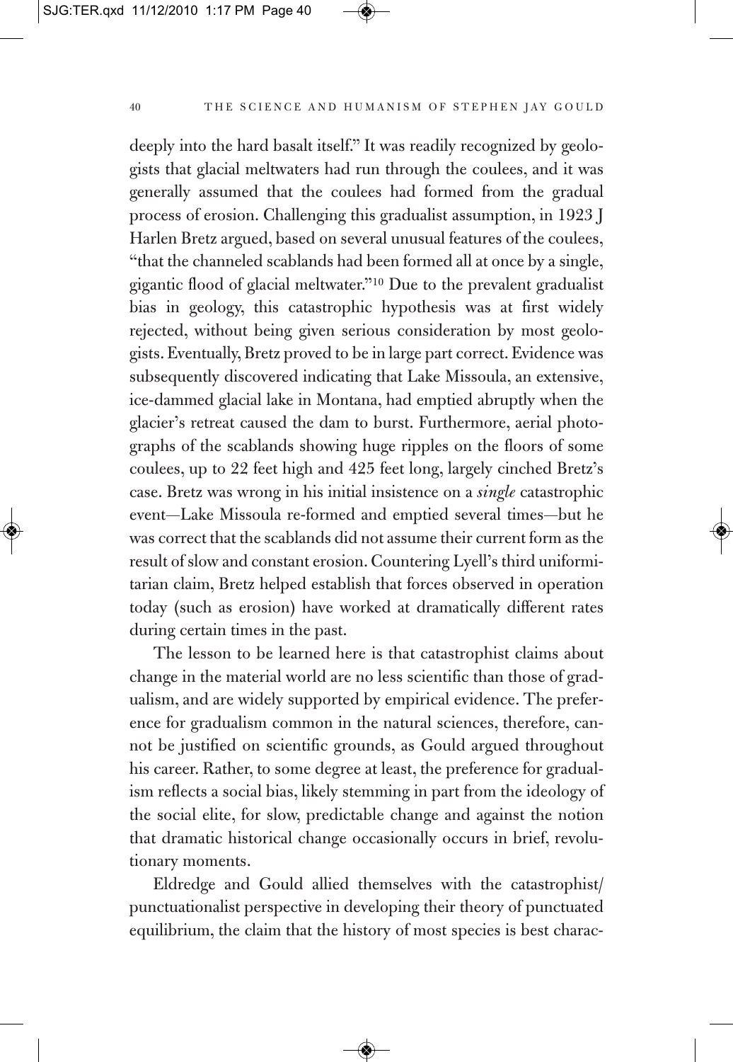deeply into the hard basalt itself." It was readily recognized by geologists that glacial meltwaters had run through the coulees, and it was generally assumed that the coulees had formed from the gradual process of erosion. Challenging this gradualist assumption, in 1923 J Harlen Bretz argued, based on several unusual features of the coulees, "that the channeled scablands had been formed all at once by a single, gigantic flood of glacial meltwater."[10] Due to the prevalent gradualist bias in geology, this catastrophic hypothesis was at first widely rejected, without being given serious consideration by most geologists. Eventually, Bretz proved to be in large part correct. Evidence was subsequently discovered indicating that Lake Missoula, an extensive, ice-dammed glacial lake in Montana, had emptied abruptly when the glacier's retreat caused the dam to burst. Furthermore, aerial photographs of the scablands showing huge ripples on the floors of some coulees, up to 22 feet high and 425 feet long, largely cinched Bretz's case. Bretz was wrong in his initial insistence on a *single* catastrophic event—Lake Missoula re-formed and emptied several times—but he was correct that the scablands did not assume their current form as the result of slow and constant erosion. Countering Lyell's third uniformitarian claim, Bretz helped establish that forces observed in operation today (such as erosion) have worked at dramatically different rates during certain times in the past.

The lesson to be learned here is that catastrophist claims about change in the material world are no less scientific than those of gradualism, and are widely supported by empirical evidence. The preference for gradualism common in the natural sciences, therefore, cannot be justified on scientific grounds, as Gould argued throughout his career. Rather, to some degree at least, the preference for gradualism reflects a social bias, likely stemming in part from the ideology of the social elite, for slow, predictable change and against the notion that dramatic historical change occasionally occurs in brief, revolutionary moments.

Eldredge and Gould allied themselves with the catastrophist/punctuationalist perspective in developing their theory of punctuated equilibrium, the claim that the history of most species is best charac-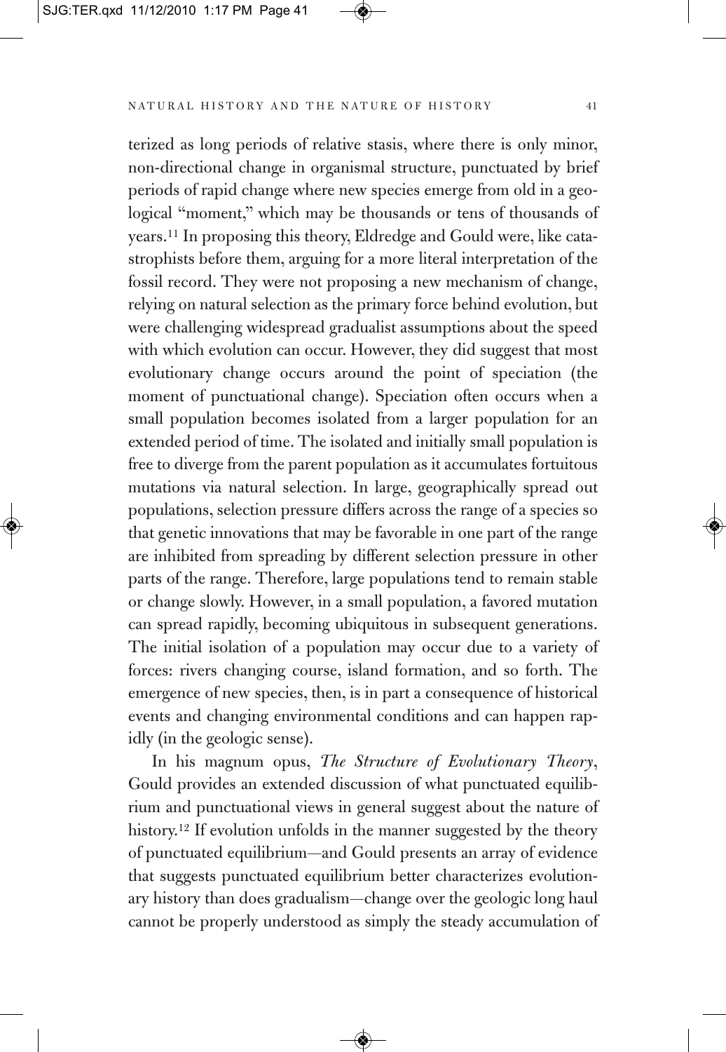terized as long periods of relative stasis, where there is only minor, non-directional change in organismal structure, punctuated by brief periods of rapid change where new species emerge from old in a geological "moment," which may be thousands or tens of thousands of years.[11] In proposing this theory, Eldredge and Gould were, like catastrophists before them, arguing for a more literal interpretation of the fossil record. They were not proposing a new mechanism of change, relying on natural selection as the primary force behind evolution, but were challenging widespread gradualist assumptions about the speed with which evolution can occur. However, they did suggest that most evolutionary change occurs around the point of speciation (the moment of punctuational change). Speciation often occurs when a small population becomes isolated from a larger population for an extended period of time. The isolated and initially small population is free to diverge from the parent population as it accumulates fortuitous mutations via natural selection. In large, geographically spread out populations, selection pressure differs across the range of a species so that genetic innovations that may be favorable in one part of the range are inhibited from spreading by different selection pressure in other parts of the range. Therefore, large populations tend to remain stable or change slowly. However, in a small population, a favored mutation can spread rapidly, becoming ubiquitous in subsequent generations. The initial isolation of a population may occur due to a variety of forces: rivers changing course, island formation, and so forth. The emergence of new species, then, is in part a consequence of historical events and changing environmental conditions and can happen rapidly (in the geologic sense).

In his magnum opus, *The Structure of Evolutionary Theory*, Gould provides an extended discussion of what punctuated equilibrium and punctuational views in general suggest about the nature of history.[12] If evolution unfolds in the manner suggested by the theory of punctuated equilibrium—and Gould presents an array of evidence that suggests punctuated equilibrium better characterizes evolutionary history than does gradualism—change over the geologic long haul cannot be properly understood as simply the steady accumulation of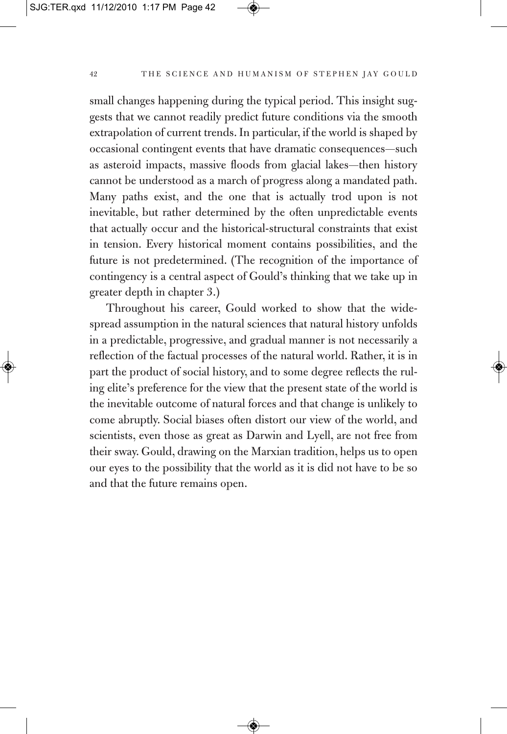small changes happening during the typical period. This insight suggests that we cannot readily predict future conditions via the smooth extrapolation of current trends. In particular, if the world is shaped by occasional contingent events that have dramatic consequences—such as asteroid impacts, massive floods from glacial lakes—then history cannot be understood as a march of progress along a mandated path. Many paths exist, and the one that is actually trod upon is not inevitable, but rather determined by the often unpredictable events that actually occur and the historical-structural constraints that exist in tension. Every historical moment contains possibilities, and the future is not predetermined. (The recognition of the importance of contingency is a central aspect of Gould's thinking that we take up in greater depth in chapter 3.)

Throughout his career, Gould worked to show that the widespread assumption in the natural sciences that natural history unfolds in a predictable, progressive, and gradual manner is not necessarily a reflection of the factual processes of the natural world. Rather, it is in part the product of social history, and to some degree reflects the ruling elite's preference for the view that the present state of the world is the inevitable outcome of natural forces and that change is unlikely to come abruptly. Social biases often distort our view of the world, and scientists, even those as great as Darwin and Lyell, are not free from their sway. Gould, drawing on the Marxian tradition, helps us to open our eyes to the possibility that the world as it is did not have to be so and that the future remains open.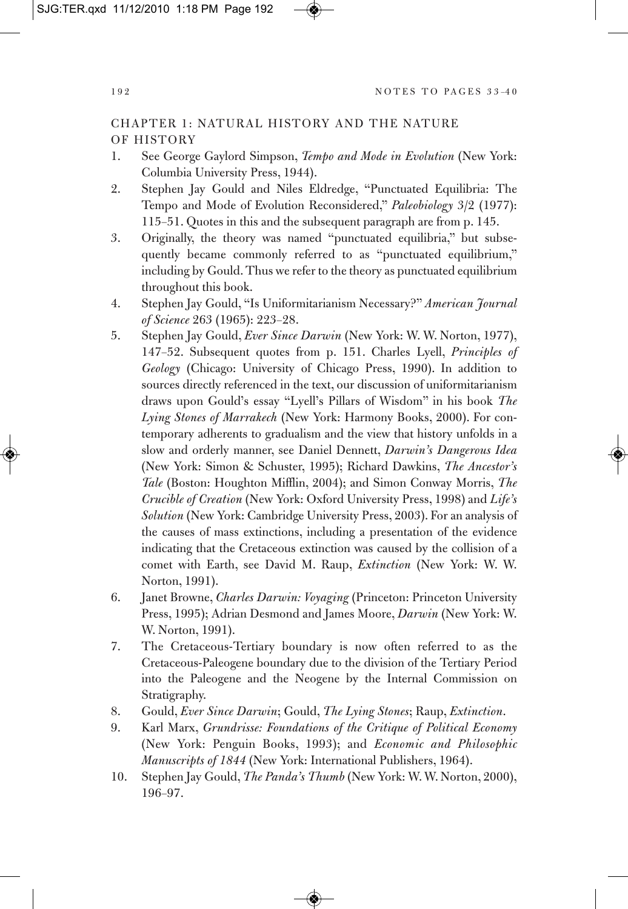## CHAPTER 1: NATURAL HISTORY AND THE NATURE OF HISTORY

1. See George Gaylord Simpson, *Tempo and Mode in Evolution* (New York: Columbia University Press, 1944).
2. Stephen Jay Gould and Niles Eldredge, "Punctuated Equilibria: The Tempo and Mode of Evolution Reconsidered," *Paleobiology* 3/2 (1977): 115–51. Quotes in this and the subsequent paragraph are from p. 145.
3. Originally, the theory was named "punctuated equilibria," but subsequently became commonly referred to as "punctuated equilibrium," including by Gould. Thus we refer to the theory as punctuated equilibrium throughout this book.
4. Stephen Jay Gould, "Is Uniformitarianism Necessary?" *American Journal of Science* 263 (1965): 223–28.
5. Stephen Jay Gould, *Ever Since Darwin* (New York: W. W. Norton, 1977), 147–52. Subsequent quotes from p. 151. Charles Lyell, *Principles of Geology* (Chicago: University of Chicago Press, 1990). In addition to sources directly referenced in the text, our discussion of uniformitarianism draws upon Gould's essay "Lyell's Pillars of Wisdom" in his book *The Lying Stones of Marrakech* (New York: Harmony Books, 2000). For contemporary adherents to gradualism and the view that history unfolds in a slow and orderly manner, see Daniel Dennett, *Darwin's Dangerous Idea* (New York: Simon & Schuster, 1995); Richard Dawkins, *The Ancestor's Tale* (Boston: Houghton Mifflin, 2004); and Simon Conway Morris, *The Crucible of Creation* (New York: Oxford University Press, 1998) and *Life's Solution* (New York: Cambridge University Press, 2003). For an analysis of the causes of mass extinctions, including a presentation of the evidence indicating that the Cretaceous extinction was caused by the collision of a comet with Earth, see David M. Raup, *Extinction* (New York: W. W. Norton, 1991).
6. Janet Browne, *Charles Darwin: Voyaging* (Princeton: Princeton University Press, 1995); Adrian Desmond and James Moore, *Darwin* (New York: W. W. Norton, 1991).
7. The Cretaceous-Tertiary boundary is now often referred to as the Cretaceous-Paleogene boundary due to the division of the Tertiary Period into the Paleogene and the Neogene by the Internal Commission on Stratigraphy.
8. Gould, *Ever Since Darwin*; Gould, *The Lying Stones*; Raup, *Extinction*.
9. Karl Marx, *Grundrisse: Foundations of the Critique of Political Economy* (New York: Penguin Books, 1993); and *Economic and Philosophic Manuscripts of 1844* (New York: International Publishers, 1964).
10. Stephen Jay Gould, *The Panda's Thumb* (New York: W. W. Norton, 2000), 196–97.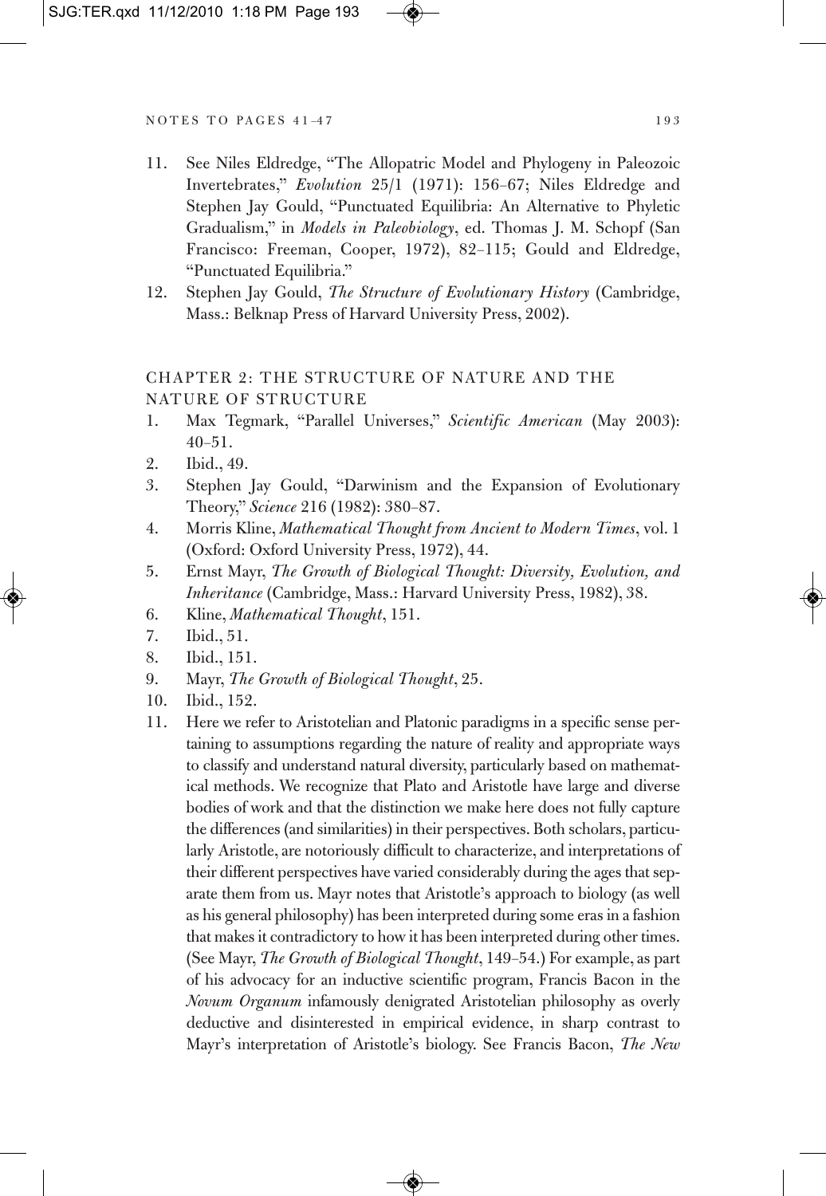11. See Niles Eldredge, "The Allopatric Model and Phylogeny in Paleozoic Invertebrates," *Evolution* 25/1 (1971): 156–67; Niles Eldredge and Stephen Jay Gould, "Punctuated Equilibria: An Alternative to Phyletic Gradualism," in *Models in Paleobiology*, ed. Thomas J. M. Schopf (San Francisco: Freeman, Cooper, 1972), 82–115; Gould and Eldredge, "Punctuated Equilibria."
12. Stephen Jay Gould, *The Structure of Evolutionary History* (Cambridge, Mass.: Belknap Press of Harvard University Press, 2002).

## CHAPTER 2: THE STRUCTURE OF NATURE AND THE NATURE OF STRUCTURE

1. Max Tegmark, "Parallel Universes," *Scientific American* (May 2003): 40–51.
2. Ibid., 49.
3. Stephen Jay Gould, "Darwinism and the Expansion of Evolutionary Theory," *Science* 216 (1982): 380–87.
4. Morris Kline, *Mathematical Thought from Ancient to Modern Times*, vol. 1 (Oxford: Oxford University Press, 1972), 44.
5. Ernst Mayr, *The Growth of Biological Thought: Diversity, Evolution, and Inheritance* (Cambridge, Mass.: Harvard University Press, 1982), 38.
6. Kline, *Mathematical Thought*, 151.
7. Ibid., 51.
8. Ibid., 151.
9. Mayr, *The Growth of Biological Thought*, 25.
10. Ibid., 152.
11. Here we refer to Aristotelian and Platonic paradigms in a specific sense pertaining to assumptions regarding the nature of reality and appropriate ways to classify and understand natural diversity, particularly based on mathematical methods. We recognize that Plato and Aristotle have large and diverse bodies of work and that the distinction we make here does not fully capture the differences (and similarities) in their perspectives. Both scholars, particularly Aristotle, are notoriously difficult to characterize, and interpretations of their different perspectives have varied considerably during the ages that separate them from us. Mayr notes that Aristotle's approach to biology (as well as his general philosophy) has been interpreted during some eras in a fashion that makes it contradictory to how it has been interpreted during other times. (See Mayr, *The Growth of Biological Thought*, 149–54.) For example, as part of his advocacy for an inductive scientific program, Francis Bacon in the *Novum Organum* infamously denigrated Aristotelian philosophy as overly deductive and disinterested in empirical evidence, in sharp contrast to Mayr's interpretation of Aristotle's biology. See Francis Bacon, *The New*